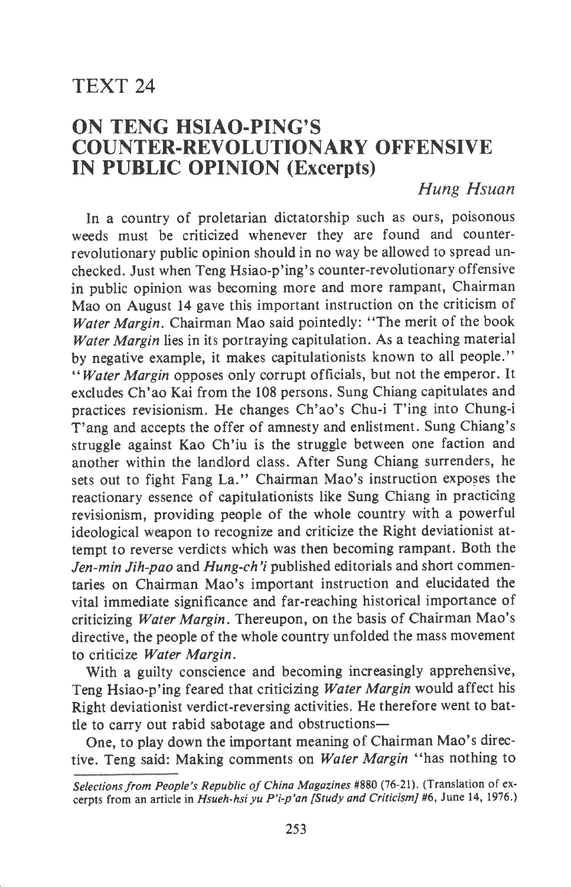# TEXT 24

## ON TENG HSIAO-PING'S COUNTER-REVOLUTIONARY OFFENSIVE IN PUBLIC OPINION (Excerpts)

*Hung Hsuan*

In a country of proletarian dictatorship such as ours, poisonous weeds must be criticized whenever they are found and counter-revolutionary public opinion should in no way be allowed to spread unchecked. Just when Teng Hsiao-p'ing's counter-revolutionary offensive in public opinion was becoming more and more rampant, Chairman Mao on August 14 gave this important instruction on the criticism of *Water Margin*. Chairman Mao said pointedly: "The merit of the book *Water Margin* lies in its portraying capitulation. As a teaching material by negative example, it makes capitulationists known to all people." "*Water Margin* opposes only corrupt officials, but not the emperor. It excludes Ch'ao Kai from the 108 persons. Sung Chiang capitulates and practices revisionism. He changes Ch'ao's Chu-i T'ing into Chung-i T'ang and accepts the offer of amnesty and enlistment. Sung Chiang's struggle against Kao Ch'iu is the struggle between one faction and another within the landlord class. After Sung Chiang surrenders, he sets out to fight Fang La." Chairman Mao's instruction exposes the reactionary essence of capitulationists like Sung Chiang in practicing revisionism, providing people of the whole country with a powerful ideological weapon to recognize and criticize the Right deviationist attempt to reverse verdicts which was then becoming rampant. Both the *Jen-min Jih-pao* and *Hung-ch'i* published editorials and short commentaries on Chairman Mao's important instruction and elucidated the vital immediate significance and far-reaching historical importance of criticizing *Water Margin*. Thereupon, on the basis of Chairman Mao's directive, the people of the whole country unfolded the mass movement to criticize *Water Margin*.

With a guilty conscience and becoming increasingly apprehensive, Teng Hsiao-p'ing feared that criticizing *Water Margin* would affect his Right deviationist verdict-reversing activities. He therefore went to battle to carry out rabid sabotage and obstructions—

One, to play down the important meaning of Chairman Mao's directive. Teng said: Making comments on *Water Margin* "has nothing to

---

*Selections from People's Republic of China Magazines* #880 (76-21). (Translation of excerpts from an article in *Hsueh-hsi yu P'i-p'an [Study and Criticism]* #6, June 14, 1976.)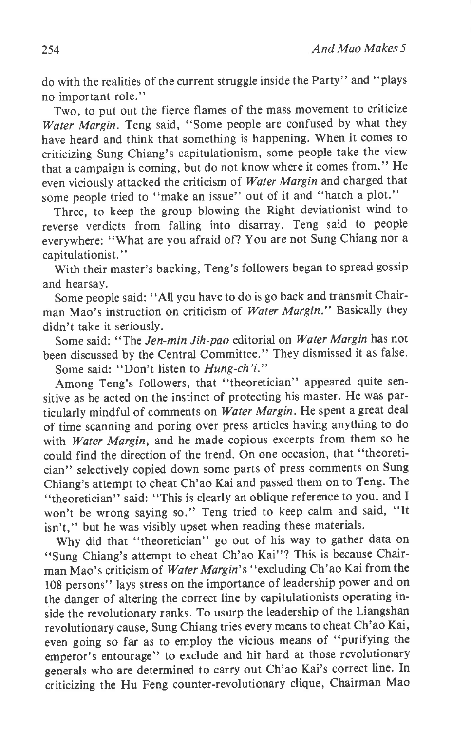do with the realities of the current struggle inside the Party" and "plays no important role."

Two, to put out the fierce flames of the mass movement to criticize *Water Margin*. Teng said, "Some people are confused by what they have heard and think that something is happening. When it comes to criticizing Sung Chiang's capitulationism, some people take the view that a campaign is coming, but do not know where it comes from." He even viciously attacked the criticism of *Water Margin* and charged that some people tried to "make an issue" out of it and "hatch a plot."

Three, to keep the group blowing the Right deviationist wind to reverse verdicts from falling into disarray. Teng said to people everywhere: "What are you afraid of? You are not Sung Chiang nor a capitulationist."

With their master's backing, Teng's followers began to spread gossip and hearsay.

Some people said: "All you have to do is go back and transmit Chairman Mao's instruction on criticism of *Water Margin*." Basically they didn't take it seriously.

Some said: "The *Jen-min Jih-pao* editorial on *Water Margin* has not been discussed by the Central Committee." They dismissed it as false.

Some said: "Don't listen to *Hung-ch'i*."

Among Teng's followers, that "theoretician" appeared quite sensitive as he acted on the instinct of protecting his master. He was particularly mindful of comments on *Water Margin*. He spent a great deal of time scanning and poring over press articles having anything to do with *Water Margin*, and he made copious excerpts from them so he could find the direction of the trend. On one occasion, that "theoretician" selectively copied down some parts of press comments on Sung Chiang's attempt to cheat Ch'ao Kai and passed them on to Teng. The "theoretician" said: "This is clearly an oblique reference to you, and I won't be wrong saying so." Teng tried to keep calm and said, "It isn't," but he was visibly upset when reading these materials.

Why did that "theoretician" go out of his way to gather data on "Sung Chiang's attempt to cheat Ch'ao Kai"? This is because Chairman Mao's criticism of *Water Margin*'s "excluding Ch'ao Kai from the 108 persons" lays stress on the importance of leadership power and on the danger of altering the correct line by capitulationists operating inside the revolutionary ranks. To usurp the leadership of the Liangshan revolutionary cause, Sung Chiang tries every means to cheat Ch'ao Kai, even going so far as to employ the vicious means of "purifying the emperor's entourage" to exclude and hit hard at those revolutionary generals who are determined to carry out Ch'ao Kai's correct line. In criticizing the Hu Feng counter-revolutionary clique, Chairman Mao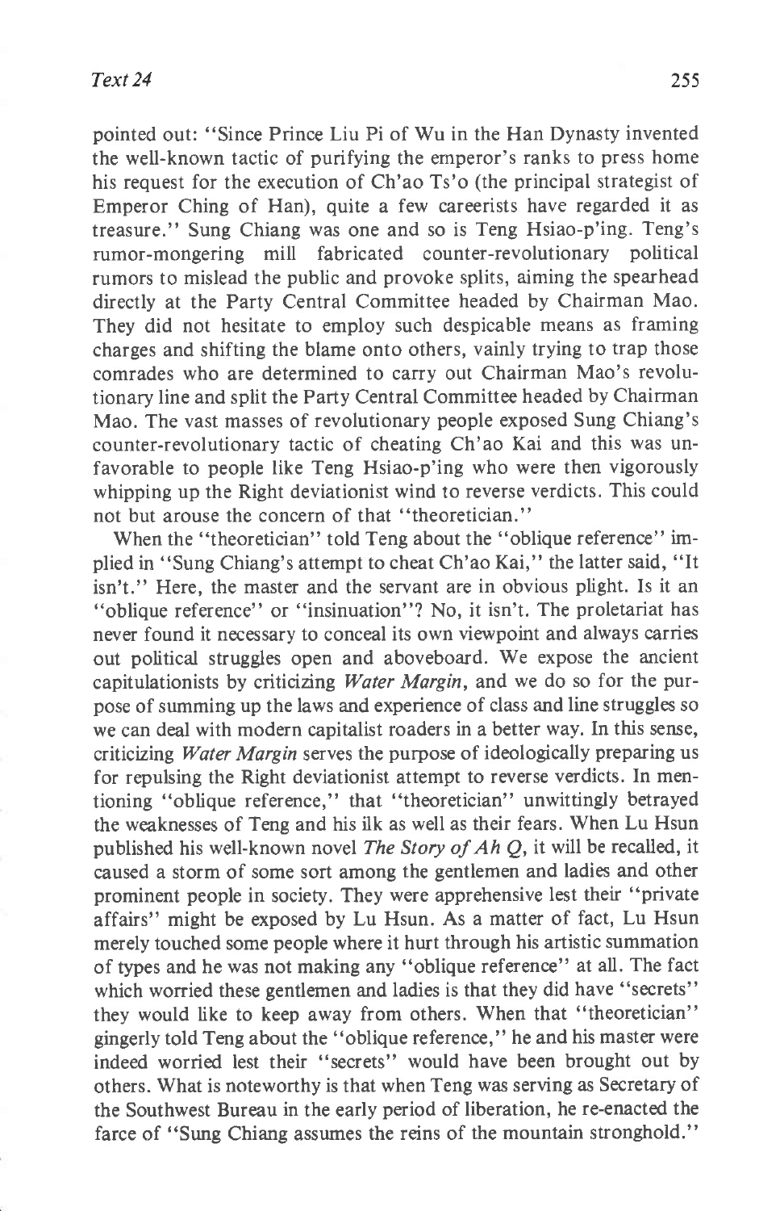pointed out: "Since Prince Liu Pi of Wu in the Han Dynasty invented the well-known tactic of purifying the emperor's ranks to press home his request for the execution of Ch'ao Ts'o (the principal strategist of Emperor Ching of Han), quite a few careerists have regarded it as treasure." Sung Chiang was one and so is Teng Hsiao-p'ing. Teng's rumor-mongering mill fabricated counter-revolutionary political rumors to mislead the public and provoke splits, aiming the spearhead directly at the Party Central Committee headed by Chairman Mao. They did not hesitate to employ such despicable means as framing charges and shifting the blame onto others, vainly trying to trap those comrades who are determined to carry out Chairman Mao's revolutionary line and split the Party Central Committee headed by Chairman Mao. The vast masses of revolutionary people exposed Sung Chiang's counter-revolutionary tactic of cheating Ch'ao Kai and this was unfavorable to people like Teng Hsiao-p'ing who were then vigorously whipping up the Right deviationist wind to reverse verdicts. This could not but arouse the concern of that "theoretician."

When the "theoretician" told Teng about the "oblique reference" implied in "Sung Chiang's attempt to cheat Ch'ao Kai," the latter said, "It isn't." Here, the master and the servant are in obvious plight. Is it an "oblique reference" or "insinuation"? No, it isn't. The proletariat has never found it necessary to conceal its own viewpoint and always carries out political struggles open and aboveboard. We expose the ancient capitulationists by criticizing *Water Margin*, and we do so for the purpose of summing up the laws and experience of class and line struggles so we can deal with modern capitalist roaders in a better way. In this sense, criticizing *Water Margin* serves the purpose of ideologically preparing us for repulsing the Right deviationist attempt to reverse verdicts. In mentioning "oblique reference," that "theoretician" unwittingly betrayed the weaknesses of Teng and his ilk as well as their fears. When Lu Hsun published his well-known novel *The Story of Ah Q*, it will be recalled, it caused a storm of some sort among the gentlemen and ladies and other prominent people in society. They were apprehensive lest their "private affairs" might be exposed by Lu Hsun. As a matter of fact, Lu Hsun merely touched some people where it hurt through his artistic summation of types and he was not making any "oblique reference" at all. The fact which worried these gentlemen and ladies is that they did have "secrets" they would like to keep away from others. When that "theoretician" gingerly told Teng about the "oblique reference," he and his master were indeed worried lest their "secrets" would have been brought out by others. What is noteworthy is that when Teng was serving as Secretary of the Southwest Bureau in the early period of liberation, he re-enacted the farce of "Sung Chiang assumes the reins of the mountain stronghold."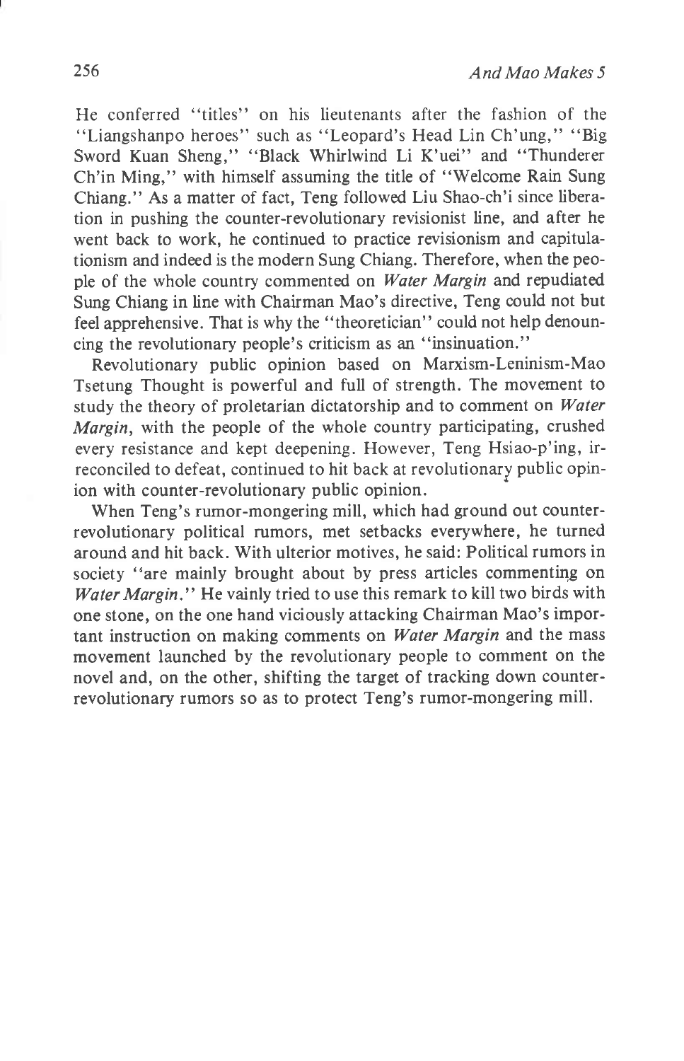He conferred "titles" on his lieutenants after the fashion of the "Liangshanpo heroes" such as "Leopard's Head Lin Ch'ung," "Big Sword Kuan Sheng," "Black Whirlwind Li K'uei" and "Thunderer Ch'in Ming," with himself assuming the title of "Welcome Rain Sung Chiang." As a matter of fact, Teng followed Liu Shao-ch'i since liberation in pushing the counter-revolutionary revisionist line, and after he went back to work, he continued to practice revisionism and capitulationism and indeed is the modern Sung Chiang. Therefore, when the people of the whole country commented on *Water Margin* and repudiated Sung Chiang in line with Chairman Mao's directive, Teng could not but feel apprehensive. That is why the "theoretician" could not help denouncing the revolutionary people's criticism as an "insinuation."

Revolutionary public opinion based on Marxism-Leninism-Mao Tsetung Thought is powerful and full of strength. The movement to study the theory of proletarian dictatorship and to comment on *Water Margin*, with the people of the whole country participating, crushed every resistance and kept deepening. However, Teng Hsiao-p'ing, irreconciled to defeat, continued to hit back at revolutionary public opinion with counter-revolutionary public opinion.

When Teng's rumor-mongering mill, which had ground out counter-revolutionary political rumors, met setbacks everywhere, he turned around and hit back. With ulterior motives, he said: Political rumors in society "are mainly brought about by press articles commenting on *Water Margin*." He vainly tried to use this remark to kill two birds with one stone, on the one hand viciously attacking Chairman Mao's important instruction on making comments on *Water Margin* and the mass movement launched by the revolutionary people to comment on the novel and, on the other, shifting the target of tracking down counter-revolutionary rumors so as to protect Teng's rumor-mongering mill.